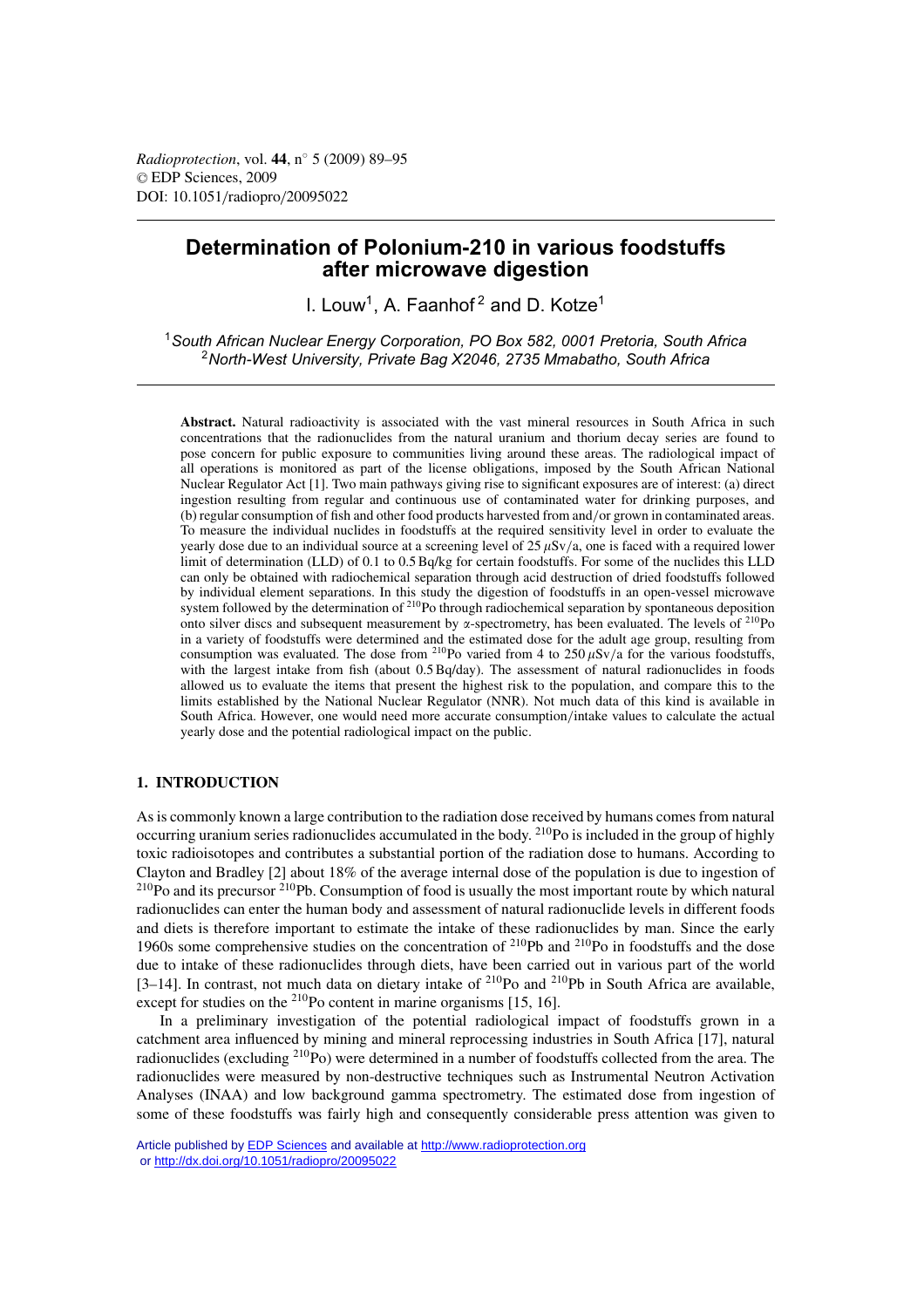# Determination of Polonium-210 in various foodstuffs after microwave digestion

I. Louw[1], A. Faanhof[2] and D. Kotze[1]

[1] *South African Nuclear Energy Corporation, PO Box 582, 0001 Pretoria, South Africa*
[2] *North-West University, Private Bag X2046, 2735 Mmabatho, South Africa*

**Abstract.** Natural radioactivity is associated with the vast mineral resources in South Africa in such concentrations that the radionuclides from the natural uranium and thorium decay series are found to pose concern for public exposure to communities living around these areas. The radiological impact of all operations is monitored as part of the license obligations, imposed by the South African National Nuclear Regulator Act [1]. Two main pathways giving rise to significant exposures are of interest: (a) direct ingestion resulting from regular and continuous use of contaminated water for drinking purposes, and (b) regular consumption of fish and other food products harvested from and/or grown in contaminated areas. To measure the individual nuclides in foodstuffs at the required sensitivity level in order to evaluate the yearly dose due to an individual source at a screening level of 25 $\mu$Sv/a, one is faced with a required lower limit of determination (LLD) of 0.1 to 0.5 Bq/kg for certain foodstuffs. For some of the nuclides this LLD can only be obtained with radiochemical separation through acid destruction of dried foodstuffs followed by individual element separations. In this study the digestion of foodstuffs in an open-vessel microwave system followed by the determination of $^{210}$Po through radiochemical separation by spontaneous deposition onto silver discs and subsequent measurement by $\alpha$-spectrometry, has been evaluated. The levels of $^{210}$Po in a variety of foodstuffs were determined and the estimated dose for the adult age group, resulting from consumption was evaluated. The dose from $^{210}$Po varied from 4 to 250 $\mu$Sv/a for the various foodstuffs, with the largest intake from fish (about 0.5 Bq/day). The assessment of natural radionuclides in foods allowed us to evaluate the items that present the highest risk to the population, and compare this to the limits established by the National Nuclear Regulator (NNR). Not much data of this kind is available in South Africa. However, one would need more accurate consumption/intake values to calculate the actual yearly dose and the potential radiological impact on the public.

## 1. INTRODUCTION

As is commonly known a large contribution to the radiation dose received by humans comes from natural occurring uranium series radionuclides accumulated in the body. $^{210}$Po is included in the group of highly toxic radioisotopes and contributes a substantial portion of the radiation dose to humans. According to Clayton and Bradley [2] about 18% of the average internal dose of the population is due to ingestion of $^{210}$Po and its precursor $^{210}$Pb. Consumption of food is usually the most important route by which natural radionuclides can enter the human body and assessment of natural radionuclide levels in different foods and diets is therefore important to estimate the intake of these radionuclides by man. Since the early 1960s some comprehensive studies on the concentration of $^{210}$Pb and $^{210}$Po in foodstuffs and the dose due to intake of these radionuclides through diets, have been carried out in various part of the world [3–14]. In contrast, not much data on dietary intake of $^{210}$Po and $^{210}$Pb in South Africa are available, except for studies on the $^{210}$Po content in marine organisms [15, 16].

In a preliminary investigation of the potential radiological impact of foodstuffs grown in a catchment area influenced by mining and mineral reprocessing industries in South Africa [17], natural radionuclides (excluding $^{210}$Po) were determined in a number of foodstuffs collected from the area. The radionuclides were measured by non-destructive techniques such as Instrumental Neutron Activation Analyses (INAA) and low background gamma spectrometry. The estimated dose from ingestion of some of these foodstuffs was fairly high and consequently considerable press attention was given to

Article published by EDP Sciences and available at http://www.radioprotection.org or http://dx.doi.org/10.1051/radiopro/20095022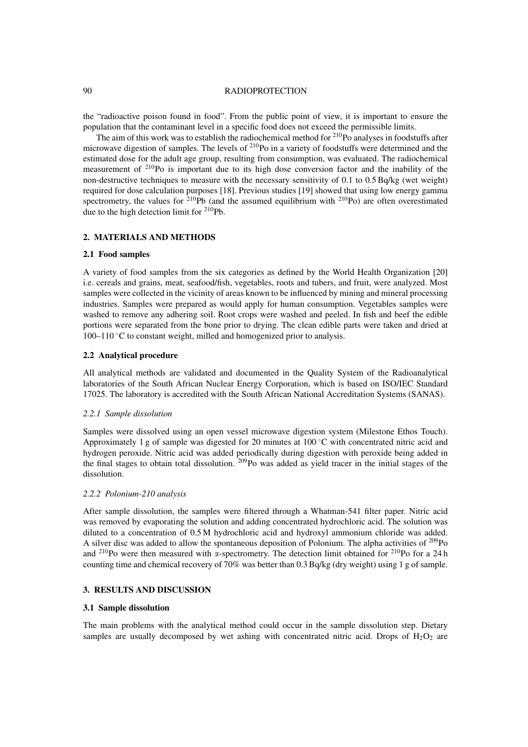the "radioactive poison found in food". From the public point of view, it is important to ensure the population that the contaminant level in a specific food does not exceed the permissible limits.

The aim of this work was to establish the radiochemical method for $^{210}$Po analyses in foodstuffs after microwave digestion of samples. The levels of $^{210}$Po in a variety of foodstuffs were determined and the estimated dose for the adult age group, resulting from consumption, was evaluated. The radiochemical measurement of $^{210}$Po is important due to its high dose conversion factor and the inability of the non-destructive techniques to measure with the necessary sensitivity of 0.1 to 0.5 Bq/kg (wet weight) required for dose calculation purposes [18]. Previous studies [19] showed that using low energy gamma spectrometry, the values for $^{210}$Pb (and the assumed equilibrium with $^{210}$Po) are often overestimated due to the high detection limit for $^{210}$Pb.

## 2. MATERIALS AND METHODS

### 2.1 Food samples

A variety of food samples from the six categories as defined by the World Health Organization [20] i.e. cereals and grains, meat, seafood/fish, vegetables, roots and tubers, and fruit, were analyzed. Most samples were collected in the vicinity of areas known to be influenced by mining and mineral processing industries. Samples were prepared as would apply for human consumption. Vegetables samples were washed to remove any adhering soil. Root crops were washed and peeled. In fish and beef the edible portions were separated from the bone prior to drying. The clean edible parts were taken and dried at 100–110 °C to constant weight, milled and homogenized prior to analysis.

### 2.2 Analytical procedure

All analytical methods are validated and documented in the Quality System of the Radioanalytical laboratories of the South African Nuclear Energy Corporation, which is based on ISO/IEC Standard 17025. The laboratory is accredited with the South African National Accreditation Systems (SANAS).

#### *2.2.1 Sample dissolution*

Samples were dissolved using an open vessel microwave digestion system (Milestone Ethos Touch). Approximately 1 g of sample was digested for 20 minutes at 100 °C with concentrated nitric acid and hydrogen peroxide. Nitric acid was added periodically during digestion with peroxide being added in the final stages to obtain total dissolution. $^{209}$Po was added as yield tracer in the initial stages of the dissolution.

#### *2.2.2 Polonium-210 analysis*

After sample dissolution, the samples were filtered through a Whatman-541 filter paper. Nitric acid was removed by evaporating the solution and adding concentrated hydrochloric acid. The solution was diluted to a concentration of 0.5 M hydrochloric acid and hydroxyl ammonium chloride was added. A silver disc was added to allow the spontaneous deposition of Polonium. The alpha activities of $^{209}$Po and $^{210}$Po were then measured with $\alpha$-spectrometry. The detection limit obtained for $^{210}$Po for a 24 h counting time and chemical recovery of 70% was better than 0.3 Bq/kg (dry weight) using 1 g of sample.

## 3. RESULTS AND DISCUSSION

### 3.1 Sample dissolution

The main problems with the analytical method could occur in the sample dissolution step. Dietary samples are usually decomposed by wet ashing with concentrated nitric acid. Drops of $H_2O_2$ are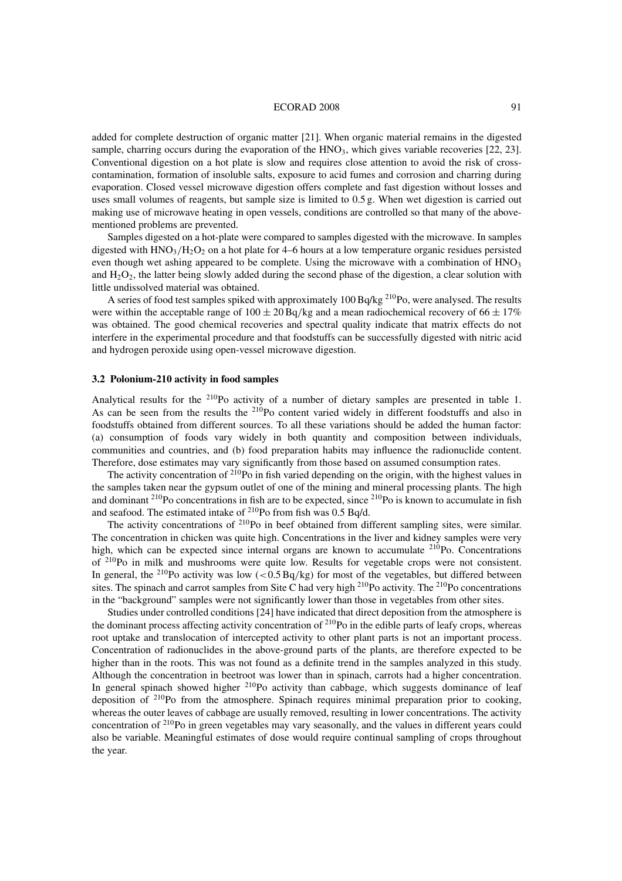added for complete destruction of organic matter [21]. When organic material remains in the digested sample, charring occurs during the evaporation of the $HNO_3$, which gives variable recoveries [22, 23]. Conventional digestion on a hot plate is slow and requires close attention to avoid the risk of cross-contamination, formation of insoluble salts, exposure to acid fumes and corrosion and charring during evaporation. Closed vessel microwave digestion offers complete and fast digestion without losses and uses small volumes of reagents, but sample size is limited to 0.5 g. When wet digestion is carried out making use of microwave heating in open vessels, conditions are controlled so that many of the above-mentioned problems are prevented.

Samples digested on a hot-plate were compared to samples digested with the microwave. In samples digested with $HNO_3/H_2O_2$ on a hot plate for 4–6 hours at a low temperature organic residues persisted even though wet ashing appeared to be complete. Using the microwave with a combination of $HNO_3$ and $H_2O_2$, the latter being slowly added during the second phase of the digestion, a clear solution with little undissolved material was obtained.

A series of food test samples spiked with approximately 100 Bq/kg $^{210}$Po, were analysed. The results were within the acceptable range of $100 \pm 20$ Bq/kg and a mean radiochemical recovery of $66 \pm 17\%$ was obtained. The good chemical recoveries and spectral quality indicate that matrix effects do not interfere in the experimental procedure and that foodstuffs can be successfully digested with nitric acid and hydrogen peroxide using open-vessel microwave digestion.

### 3.2 Polonium-210 activity in food samples

Analytical results for the $^{210}$Po activity of a number of dietary samples are presented in table 1. As can be seen from the results the $^{210}$Po content varied widely in different foodstuffs and also in foodstuffs obtained from different sources. To all these variations should be added the human factor: (a) consumption of foods vary widely in both quantity and composition between individuals, communities and countries, and (b) food preparation habits may influence the radionuclide content. Therefore, dose estimates may vary significantly from those based on assumed consumption rates.

The activity concentration of $^{210}$Po in fish varied depending on the origin, with the highest values in the samples taken near the gypsum outlet of one of the mining and mineral processing plants. The high and dominant $^{210}$Po concentrations in fish are to be expected, since $^{210}$Po is known to accumulate in fish and seafood. The estimated intake of $^{210}$Po from fish was 0.5 Bq/d.

The activity concentrations of $^{210}$Po in beef obtained from different sampling sites, were similar. The concentration in chicken was quite high. Concentrations in the liver and kidney samples were very high, which can be expected since internal organs are known to accumulate $^{210}$Po. Concentrations of $^{210}$Po in milk and mushrooms were quite low. Results for vegetable crops were not consistent. In general, the $^{210}$Po activity was low ($< 0.5$ Bq/kg) for most of the vegetables, but differed between sites. The spinach and carrot samples from Site C had very high $^{210}$Po activity. The $^{210}$Po concentrations in the "background" samples were not significantly lower than those in vegetables from other sites.

Studies under controlled conditions [24] have indicated that direct deposition from the atmosphere is the dominant process affecting activity concentration of $^{210}$Po in the edible parts of leafy crops, whereas root uptake and translocation of intercepted activity to other plant parts is not an important process. Concentration of radionuclides in the above-ground parts of the plants, are therefore expected to be higher than in the roots. This was not found as a definite trend in the samples analyzed in this study. Although the concentration in beetroot was lower than in spinach, carrots had a higher concentration. In general spinach showed higher $^{210}$Po activity than cabbage, which suggests dominance of leaf deposition of $^{210}$Po from the atmosphere. Spinach requires minimal preparation prior to cooking, whereas the outer leaves of cabbage are usually removed, resulting in lower concentrations. The activity concentration of $^{210}$Po in green vegetables may vary seasonally, and the values in different years could also be variable. Meaningful estimates of dose would require continual sampling of crops throughout the year.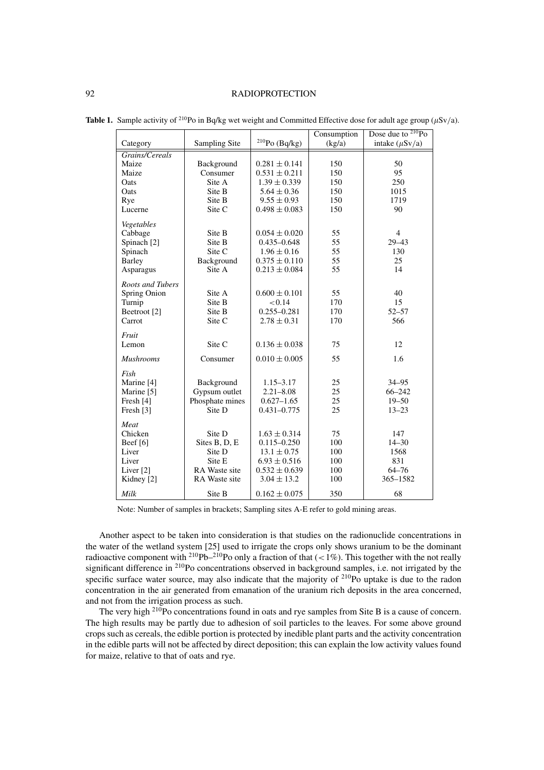**Table 1.** Sample activity of $^{210}$Po in Bq/kg wet weight and Committed Effective dose for adult age group ($\mu$Sv/a).

| Category | Sampling Site | $^{210}$Po (Bq/kg) | Consumption (kg/a) | Dose due to $^{210}$Po intake ($\mu$Sv/a) |
|---|---|---|---|---|
| *Grains/Cereals* | | | | |
| Maize | Background | $0.281 \pm 0.141$ | 150 | 50 |
| Maize | Consumer | $0.531 \pm 0.211$ | 150 | 95 |
| Oats | Site A | $1.39 \pm 0.339$ | 150 | 250 |
| Oats | Site B | $5.64 \pm 0.36$ | 150 | 1015 |
| Rye | Site B | $9.55 \pm 0.93$ | 150 | 1719 |
| Lucerne | Site C | $0.498 \pm 0.083$ | 150 | 90 |
| *Vegetables* | | | | |
| Cabbage | Site B | $0.054 \pm 0.020$ | 55 | 4 |
| Spinach [2] | Site B | 0.435–0.648 | 55 | 29–43 |
| Spinach | Site C | $1.96 \pm 0.16$ | 55 | 130 |
| Barley | Background | $0.375 \pm 0.110$ | 55 | 25 |
| Asparagus | Site A | $0.213 \pm 0.084$ | 55 | 14 |
| *Roots and Tubers* | | | | |
| Spring Onion | Site A | $0.600 \pm 0.101$ | 55 | 40 |
| Turnip | Site B | $<0.14$ | 170 | 15 |
| Beetroot [2] | Site B | 0.255–0.281 | 170 | 52–57 |
| Carrot | Site C | $2.78 \pm 0.31$ | 170 | 566 |
| *Fruit* | | | | |
| Lemon | Site C | $0.136 \pm 0.038$ | 75 | 12 |
| *Mushrooms* | Consumer | $0.010 \pm 0.005$ | 55 | 1.6 |
| *Fish* | | | | |
| Marine [4] | Background | 1.15–3.17 | 25 | 34–95 |
| Marine [5] | Gypsum outlet | 2.21–8.08 | 25 | 66–242 |
| Fresh [4] | Phosphate mines | 0.627–1.65 | 25 | 19–50 |
| Fresh [3] | Site D | 0.431–0.775 | 25 | 13–23 |
| *Meat* | | | | |
| Chicken | Site D | $1.63 \pm 0.314$ | 75 | 147 |
| Beef [6] | Sites B, D, E | 0.115–0.250 | 100 | 14–30 |
| Liver | Site D | $13.1 \pm 0.75$ | 100 | 1568 |
| Liver | Site E | $6.93 \pm 0.516$ | 100 | 831 |
| Liver [2] | RA Waste site | $0.532 \pm 0.639$ | 100 | 64–76 |
| Kidney [2] | RA Waste site | $3.04 \pm 13.2$ | 100 | 365–1582 |
| *Milk* | Site B | $0.162 \pm 0.075$ | 350 | 68 |

Note: Number of samples in brackets; Sampling sites A-E refer to gold mining areas.

Another aspect to be taken into consideration is that studies on the radionuclide concentrations in the water of the wetland system [25] used to irrigate the crops only shows uranium to be the dominant radioactive component with $^{210}$Pb–$^{210}$Po only a fraction of that ($<1\%$). This together with the not really significant difference in $^{210}$Po concentrations observed in background samples, i.e. not irrigated by the specific surface water source, may also indicate that the majority of $^{210}$Po uptake is due to the radon concentration in the air generated from emanation of the uranium rich deposits in the area concerned, and not from the irrigation process as such.

The very high $^{210}$Po concentrations found in oats and rye samples from Site B is a cause of concern. The high results may be partly due to adhesion of soil particles to the leaves. For some above ground crops such as cereals, the edible portion is protected by inedible plant parts and the activity concentration in the edible parts will not be affected by direct deposition; this can explain the low activity values found for maize, relative to that of oats and rye.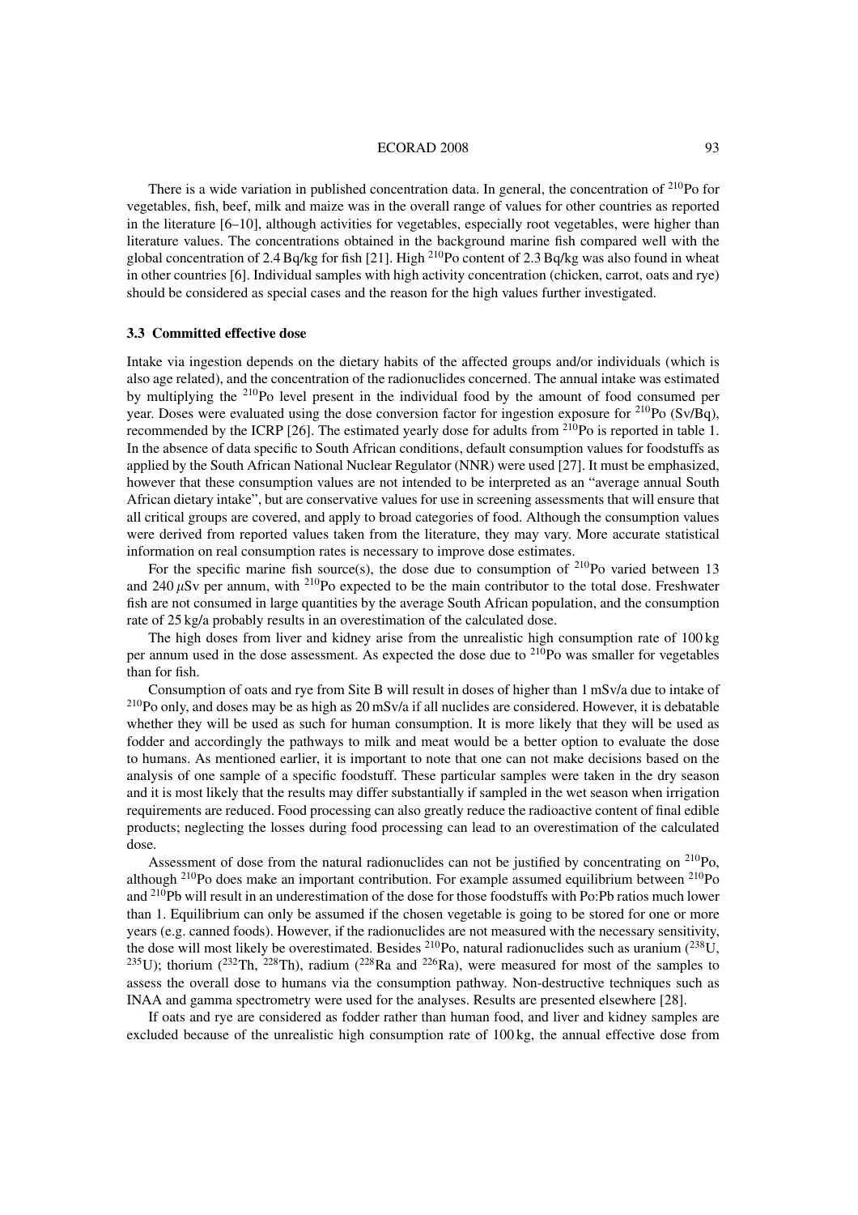There is a wide variation in published concentration data. In general, the concentration of $^{210}$Po for vegetables, fish, beef, milk and maize was in the overall range of values for other countries as reported in the literature [6–10], although activities for vegetables, especially root vegetables, were higher than literature values. The concentrations obtained in the background marine fish compared well with the global concentration of 2.4 Bq/kg for fish [21]. High $^{210}$Po content of 2.3 Bq/kg was also found in wheat in other countries [6]. Individual samples with high activity concentration (chicken, carrot, oats and rye) should be considered as special cases and the reason for the high values further investigated.

### 3.3 Committed effective dose

Intake via ingestion depends on the dietary habits of the affected groups and/or individuals (which is also age related), and the concentration of the radionuclides concerned. The annual intake was estimated by multiplying the $^{210}$Po level present in the individual food by the amount of food consumed per year. Doses were evaluated using the dose conversion factor for ingestion exposure for $^{210}$Po (Sv/Bq), recommended by the ICRP [26]. The estimated yearly dose for adults from $^{210}$Po is reported in table 1. In the absence of data specific to South African conditions, default consumption values for foodstuffs as applied by the South African National Nuclear Regulator (NNR) were used [27]. It must be emphasized, however that these consumption values are not intended to be interpreted as an "average annual South African dietary intake", but are conservative values for use in screening assessments that will ensure that all critical groups are covered, and apply to broad categories of food. Although the consumption values were derived from reported values taken from the literature, they may vary. More accurate statistical information on real consumption rates is necessary to improve dose estimates.

For the specific marine fish source(s), the dose due to consumption of $^{210}$Po varied between 13 and 240 $\mu$Sv per annum, with $^{210}$Po expected to be the main contributor to the total dose. Freshwater fish are not consumed in large quantities by the average South African population, and the consumption rate of 25 kg/a probably results in an overestimation of the calculated dose.

The high doses from liver and kidney arise from the unrealistic high consumption rate of 100 kg per annum used in the dose assessment. As expected the dose due to $^{210}$Po was smaller for vegetables than for fish.

Consumption of oats and rye from Site B will result in doses of higher than 1 mSv/a due to intake of $^{210}$Po only, and doses may be as high as 20 mSv/a if all nuclides are considered. However, it is debatable whether they will be used as such for human consumption. It is more likely that they will be used as fodder and accordingly the pathways to milk and meat would be a better option to evaluate the dose to humans. As mentioned earlier, it is important to note that one can not make decisions based on the analysis of one sample of a specific foodstuff. These particular samples were taken in the dry season and it is most likely that the results may differ substantially if sampled in the wet season when irrigation requirements are reduced. Food processing can also greatly reduce the radioactive content of final edible products; neglecting the losses during food processing can lead to an overestimation of the calculated dose.

Assessment of dose from the natural radionuclides can not be justified by concentrating on $^{210}$Po, although $^{210}$Po does make an important contribution. For example assumed equilibrium between $^{210}$Po and $^{210}$Pb will result in an underestimation of the dose for those foodstuffs with Po:Pb ratios much lower than 1. Equilibrium can only be assumed if the chosen vegetable is going to be stored for one or more years (e.g. canned foods). However, if the radionuclides are not measured with the necessary sensitivity, the dose will most likely be overestimated. Besides $^{210}$Po, natural radionuclides such as uranium ($^{238}$U, $^{235}$U); thorium ($^{232}$Th, $^{228}$Th), radium ($^{228}$Ra and $^{226}$Ra), were measured for most of the samples to assess the overall dose to humans via the consumption pathway. Non-destructive techniques such as INAA and gamma spectrometry were used for the analyses. Results are presented elsewhere [28].

If oats and rye are considered as fodder rather than human food, and liver and kidney samples are excluded because of the unrealistic high consumption rate of 100 kg, the annual effective dose from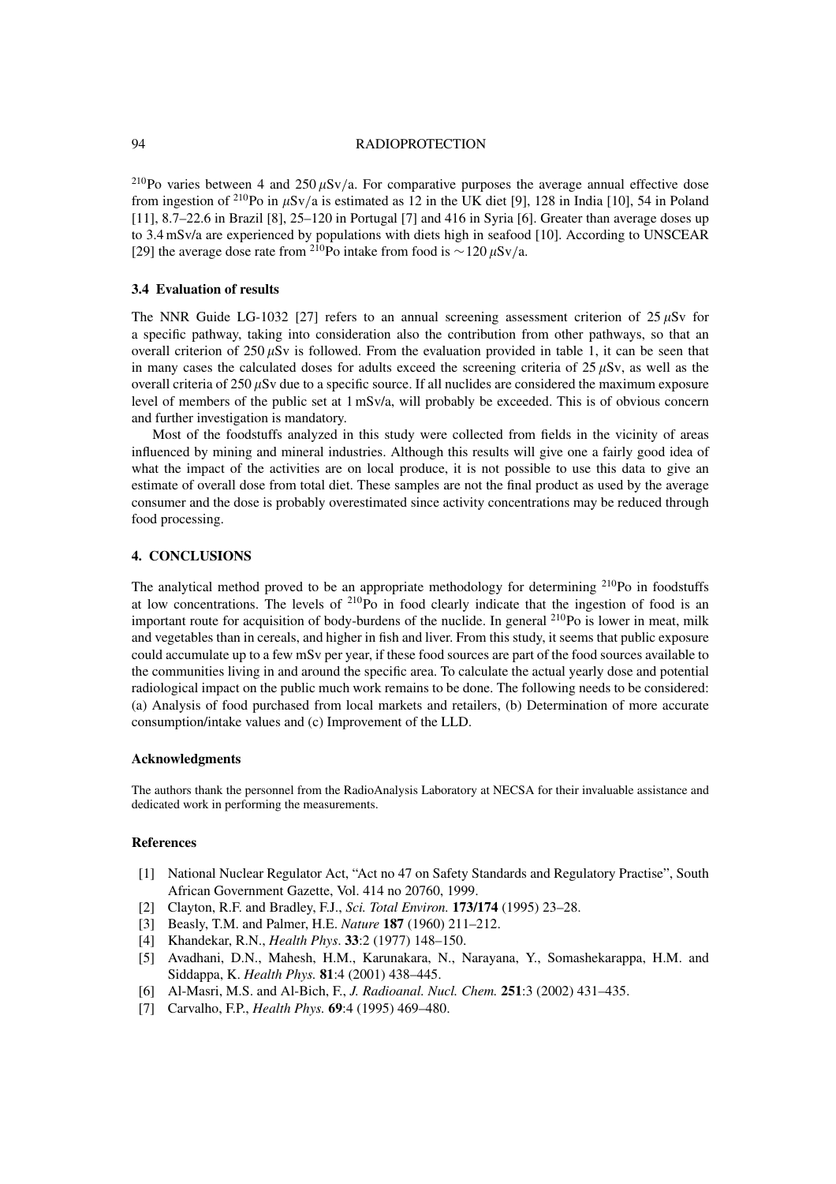$^{210}$Po varies between 4 and 250 $\mu$Sv/a. For comparative purposes the average annual effective dose from ingestion of $^{210}$Po in $\mu$Sv/a is estimated as 12 in the UK diet [9], 128 in India [10], 54 in Poland [11], 8.7–22.6 in Brazil [8], 25–120 in Portugal [7] and 416 in Syria [6]. Greater than average doses up to 3.4 mSv/a are experienced by populations with diets high in seafood [10]. According to UNSCEAR [29] the average dose rate from $^{210}$Po intake from food is $\sim$120 $\mu$Sv/a.

### 3.4 Evaluation of results

The NNR Guide LG-1032 [27] refers to an annual screening assessment criterion of 25 $\mu$Sv for a specific pathway, taking into consideration also the contribution from other pathways, so that an overall criterion of 250 $\mu$Sv is followed. From the evaluation provided in table 1, it can be seen that in many cases the calculated doses for adults exceed the screening criteria of 25 $\mu$Sv, as well as the overall criteria of 250 $\mu$Sv due to a specific source. If all nuclides are considered the maximum exposure level of members of the public set at 1 mSv/a, will probably be exceeded. This is of obvious concern and further investigation is mandatory.

Most of the foodstuffs analyzed in this study were collected from fields in the vicinity of areas influenced by mining and mineral industries. Although this results will give one a fairly good idea of what the impact of the activities are on local produce, it is not possible to use this data to give an estimate of overall dose from total diet. These samples are not the final product as used by the average consumer and the dose is probably overestimated since activity concentrations may be reduced through food processing.

## 4. CONCLUSIONS

The analytical method proved to be an appropriate methodology for determining $^{210}$Po in foodstuffs at low concentrations. The levels of $^{210}$Po in food clearly indicate that the ingestion of food is an important route for acquisition of body-burdens of the nuclide. In general $^{210}$Po is lower in meat, milk and vegetables than in cereals, and higher in fish and liver. From this study, it seems that public exposure could accumulate up to a few mSv per year, if these food sources are part of the food sources available to the communities living in and around the specific area. To calculate the actual yearly dose and potential radiological impact on the public much work remains to be done. The following needs to be considered: (a) Analysis of food purchased from local markets and retailers, (b) Determination of more accurate consumption/intake values and (c) Improvement of the LLD.

### Acknowledgments

The authors thank the personnel from the RadioAnalysis Laboratory at NECSA for their invaluable assistance and dedicated work in performing the measurements.

### References

[1] National Nuclear Regulator Act, "Act no 47 on Safety Standards and Regulatory Practise", South African Government Gazette, Vol. 414 no 20760, 1999.

[2] Clayton, R.F. and Bradley, F.J., *Sci. Total Environ.* **173/174** (1995) 23–28.

[3] Beasly, T.M. and Palmer, H.E. *Nature* **187** (1960) 211–212.

[4] Khandekar, R.N., *Health Phys.* **33**:2 (1977) 148–150.

[5] Avadhani, D.N., Mahesh, H.M., Karunakara, N., Narayana, Y., Somashekarappa, H.M. and Siddappa, K. *Health Phys.* **81**:4 (2001) 438–445.

[6] Al-Masri, M.S. and Al-Bich, F., *J. Radioanal. Nucl. Chem.* **251**:3 (2002) 431–435.

[7] Carvalho, F.P., *Health Phys.* **69**:4 (1995) 469–480.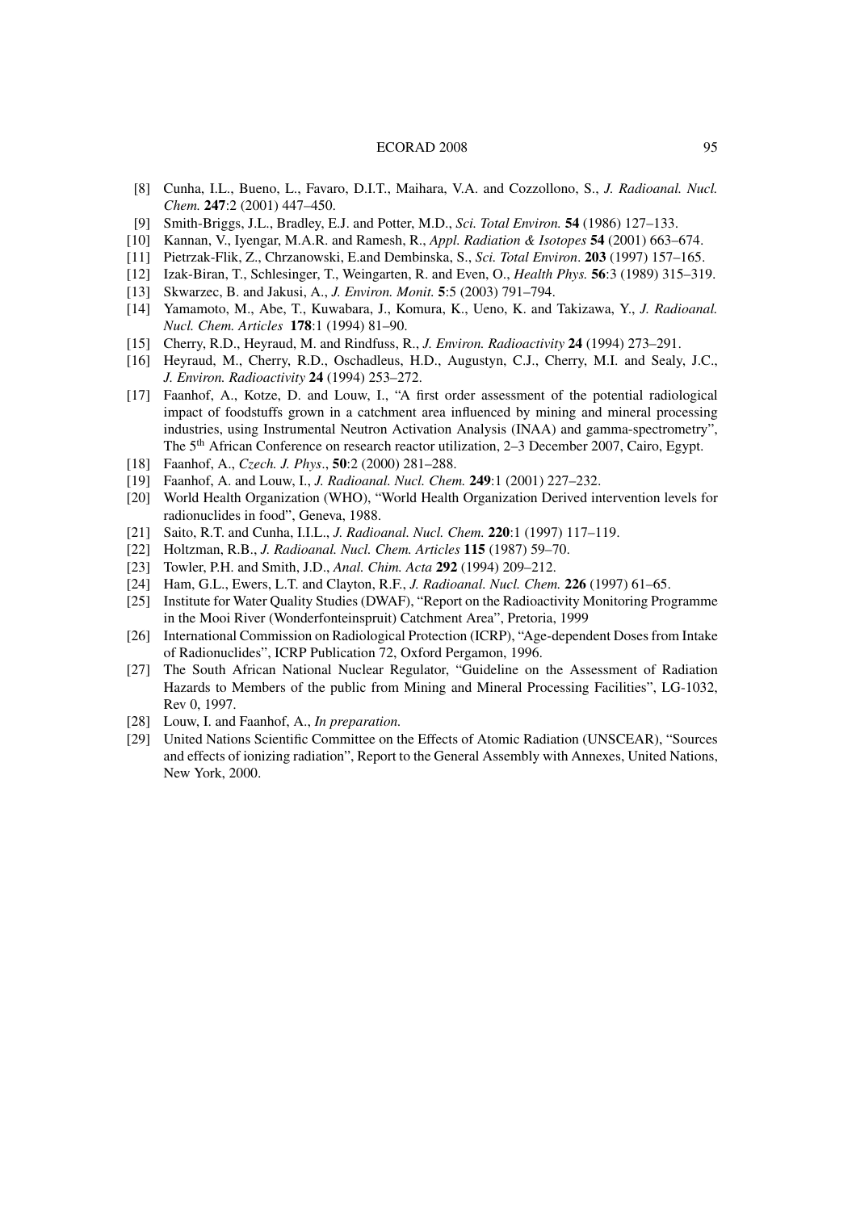[8] Cunha, I.L., Bueno, L., Favaro, D.I.T., Maihara, V.A. and Cozzollono, S., *J. Radioanal. Nucl. Chem.* **247**:2 (2001) 447–450.

[9] Smith-Briggs, J.L., Bradley, E.J. and Potter, M.D., *Sci. Total Environ.* **54** (1986) 127–133.

[10] Kannan, V., Iyengar, M.A.R. and Ramesh, R., *Appl. Radiation & Isotopes* **54** (2001) 663–674.

[11] Pietrzak-Flik, Z., Chrzanowski, E.and Dembinska, S., *Sci. Total Environ*. **203** (1997) 157–165.

[12] Izak-Biran, T., Schlesinger, T., Weingarten, R. and Even, O., *Health Phys.* **56**:3 (1989) 315–319.

[13] Skwarzec, B. and Jakusi, A., *J. Environ. Monit.* **5**:5 (2003) 791–794.

[14] Yamamoto, M., Abe, T., Kuwabara, J., Komura, K., Ueno, K. and Takizawa, Y., *J. Radioanal. Nucl. Chem. Articles* **178**:1 (1994) 81–90.

[15] Cherry, R.D., Heyraud, M. and Rindfuss, R., *J. Environ. Radioactivity* **24** (1994) 273–291.

[16] Heyraud, M., Cherry, R.D., Oschadleus, H.D., Augustyn, C.J., Cherry, M.I. and Sealy, J.C., *J. Environ. Radioactivity* **24** (1994) 253–272.

[17] Faanhof, A., Kotze, D. and Louw, I., "A first order assessment of the potential radiological impact of foodstuffs grown in a catchment area influenced by mining and mineral processing industries, using Instrumental Neutron Activation Analysis (INAA) and gamma-spectrometry", The 5th African Conference on research reactor utilization, 2–3 December 2007, Cairo, Egypt.

[18] Faanhof, A., *Czech. J. Phys*., **50**:2 (2000) 281–288.

[19] Faanhof, A. and Louw, I., *J. Radioanal. Nucl. Chem.* **249**:1 (2001) 227–232.

[20] World Health Organization (WHO), "World Health Organization Derived intervention levels for radionuclides in food", Geneva, 1988.

[21] Saito, R.T. and Cunha, I.I.L., *J. Radioanal. Nucl. Chem.* **220**:1 (1997) 117–119.

[22] Holtzman, R.B., *J. Radioanal. Nucl. Chem. Articles* **115** (1987) 59–70.

[23] Towler, P.H. and Smith, J.D., *Anal. Chim. Acta* **292** (1994) 209–212.

[24] Ham, G.L., Ewers, L.T. and Clayton, R.F., *J. Radioanal. Nucl. Chem.* **226** (1997) 61–65.

[25] Institute for Water Quality Studies (DWAF), "Report on the Radioactivity Monitoring Programme in the Mooi River (Wonderfonteinspruit) Catchment Area", Pretoria, 1999

[26] International Commission on Radiological Protection (ICRP), "Age-dependent Doses from Intake of Radionuclides", ICRP Publication 72, Oxford Pergamon, 1996.

[27] The South African National Nuclear Regulator, "Guideline on the Assessment of Radiation Hazards to Members of the public from Mining and Mineral Processing Facilities", LG-1032, Rev 0, 1997.

[28] Louw, I. and Faanhof, A., *In preparation.*

[29] United Nations Scientific Committee on the Effects of Atomic Radiation (UNSCEAR), "Sources and effects of ionizing radiation", Report to the General Assembly with Annexes, United Nations, New York, 2000.